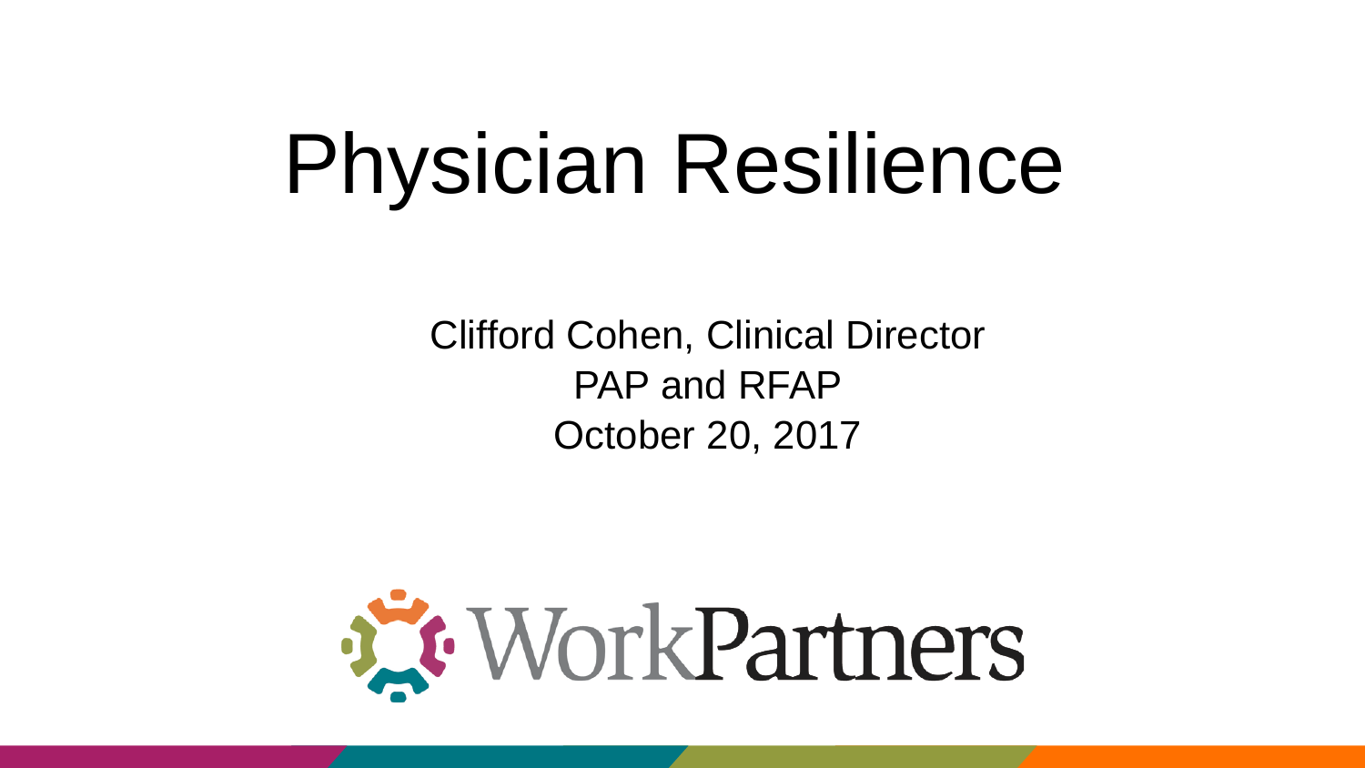# Physician Resilience

Clifford Cohen, Clinical Director
PAP and RFAP
October 20, 2017

WorkPartners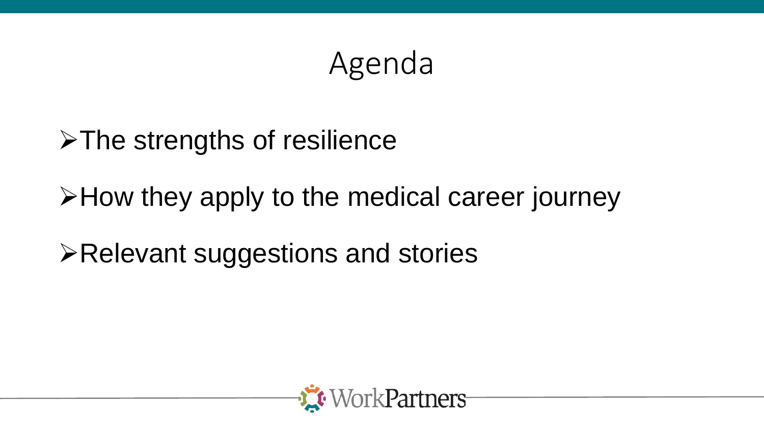# Agenda

- The strengths of resilience
- How they apply to the medical career journey
- Relevant suggestions and stories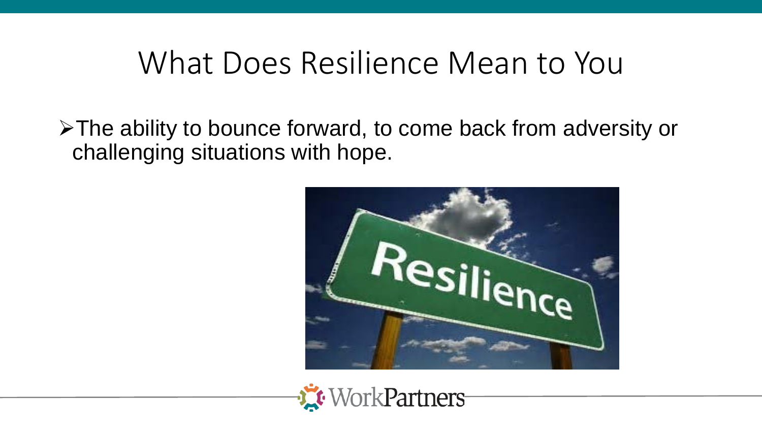# What Does Resilience Mean to You

- The ability to bounce forward, to come back from adversity or challenging situations with hope.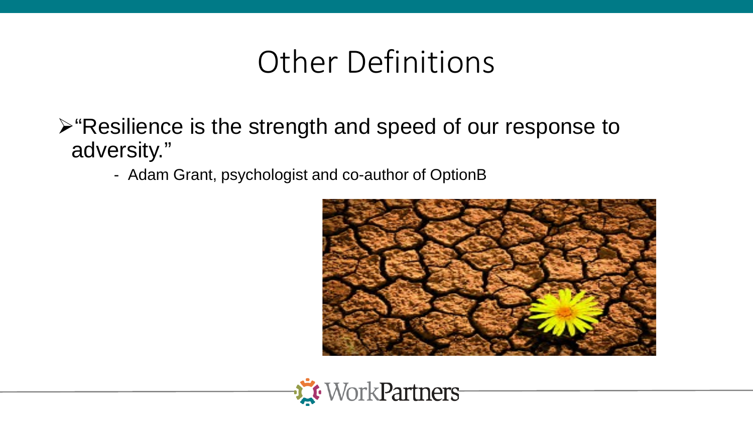# Other Definitions

- "Resilience is the strength and speed of our response to adversity."
  - Adam Grant, psychologist and co-author of OptionB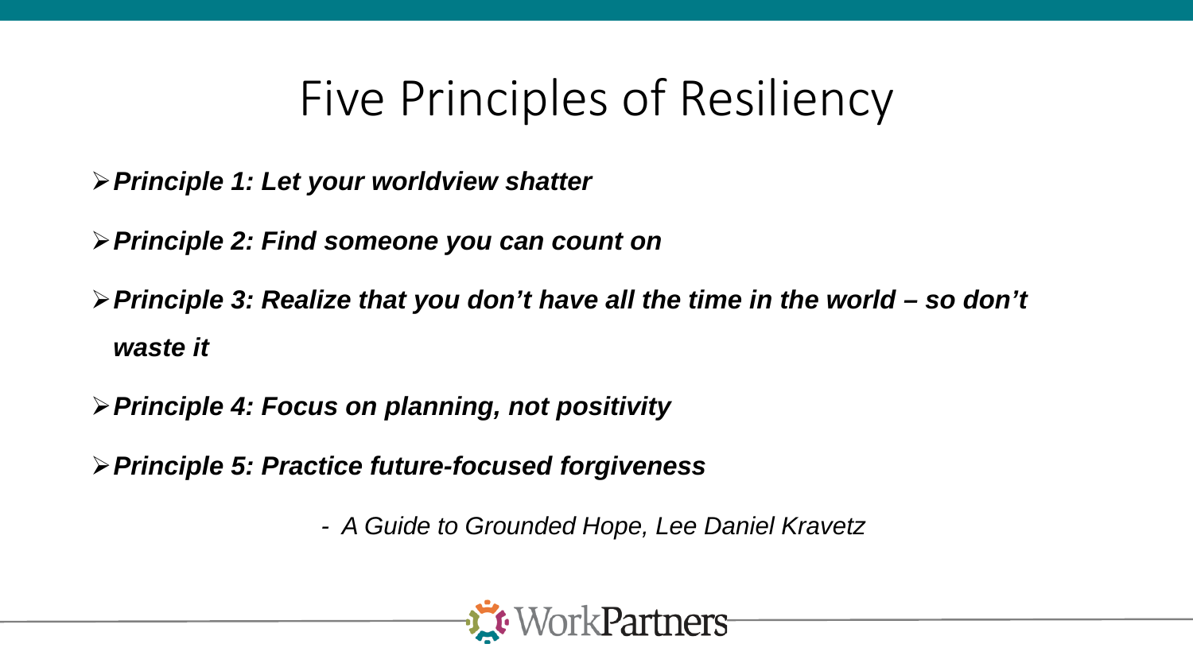# Five Principles of Resiliency

- ***Principle 1: Let your worldview shatter***
- ***Principle 2: Find someone you can count on***
- ***Principle 3: Realize that you don't have all the time in the world – so don't waste it***
- ***Principle 4: Focus on planning, not positivity***
- ***Principle 5: Practice future-focused forgiveness***

*- A Guide to Grounded Hope, Lee Daniel Kravetz*

WorkPartners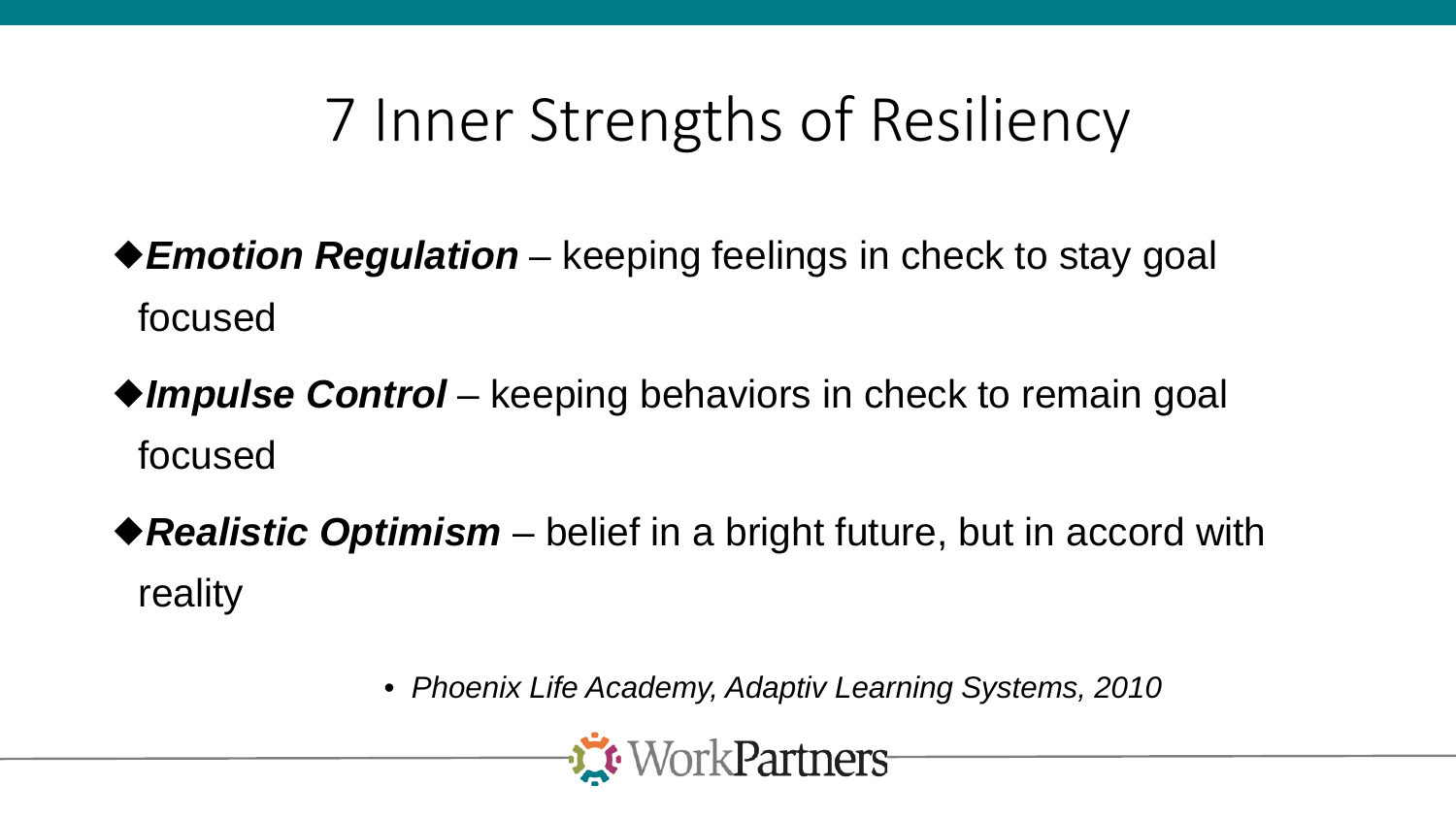# 7 Inner Strengths of Resiliency

- ***Emotion Regulation*** – keeping feelings in check to stay goal focused
- ***Impulse Control*** – keeping behaviors in check to remain goal focused
- ***Realistic Optimism*** – belief in a bright future, but in accord with reality

  - *Phoenix Life Academy, Adaptiv Learning Systems, 2010*

WorkPartners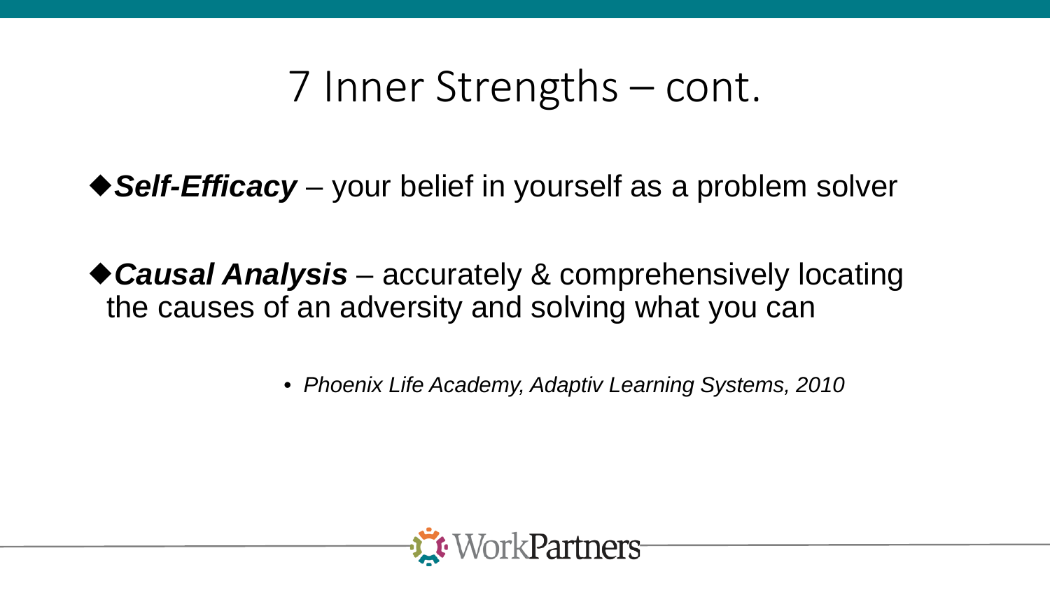# 7 Inner Strengths – cont.

- ***Self-Efficacy*** – your belief in yourself as a problem solver

- ***Causal Analysis*** – accurately & comprehensively locating the causes of an adversity and solving what you can

  - *Phoenix Life Academy, Adaptiv Learning Systems, 2010*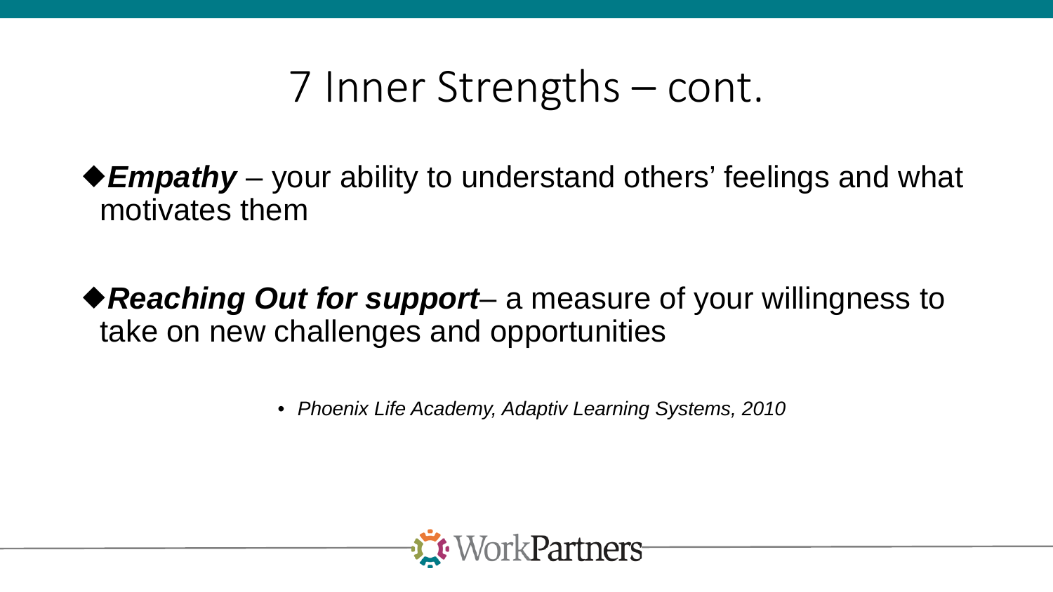# 7 Inner Strengths – cont.

- ***Empathy*** – your ability to understand others' feelings and what motivates them

- ***Reaching Out for support***– a measure of your willingness to take on new challenges and opportunities

  - *Phoenix Life Academy, Adaptiv Learning Systems, 2010*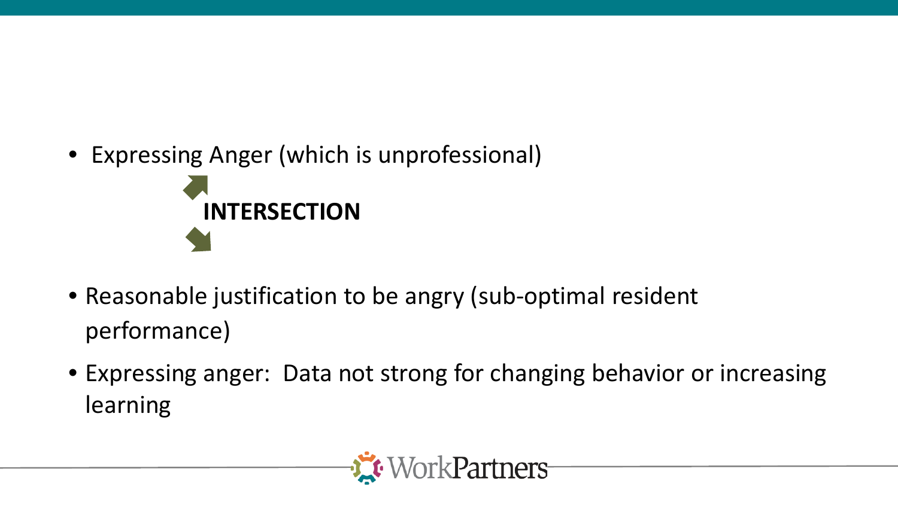- Expressing Anger (which is unprofessional)

**INTERSECTION**

- Reasonable justification to be angry (sub-optimal resident performance)
- Expressing anger: Data not strong for changing behavior or increasing learning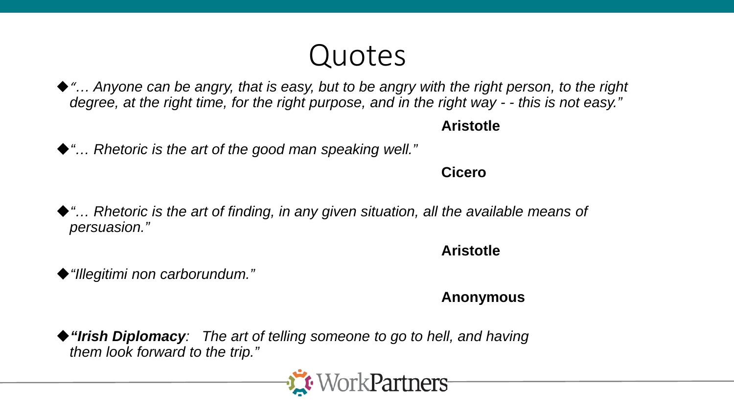# Quotes

- *"… Anyone can be angry, that is easy, but to be angry with the right person, to the right degree, at the right time, for the right purpose, and in the right way - - this is not easy."*

  **Aristotle**

- *"… Rhetoric is the art of the good man speaking well."*

  **Cicero**

- *"… Rhetoric is the art of finding, in any given situation, all the available means of persuasion."*

  **Aristotle**

- *"Illegitimi non carborundum."*

  **Anonymous**

- ***"Irish Diplomacy**: The art of telling someone to go to hell, and having them look forward to the trip."*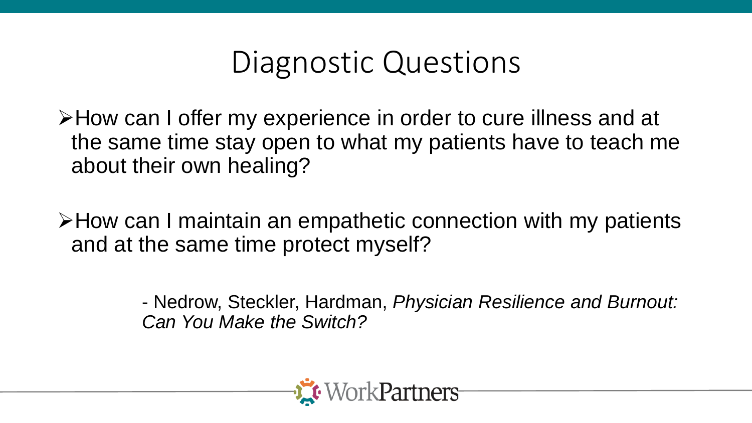# Diagnostic Questions

- How can I offer my experience in order to cure illness and at the same time stay open to what my patients have to teach me about their own healing?

- How can I maintain an empathetic connection with my patients and at the same time protect myself?

- Nedrow, Steckler, Hardman, *Physician Resilience and Burnout: Can You Make the Switch?*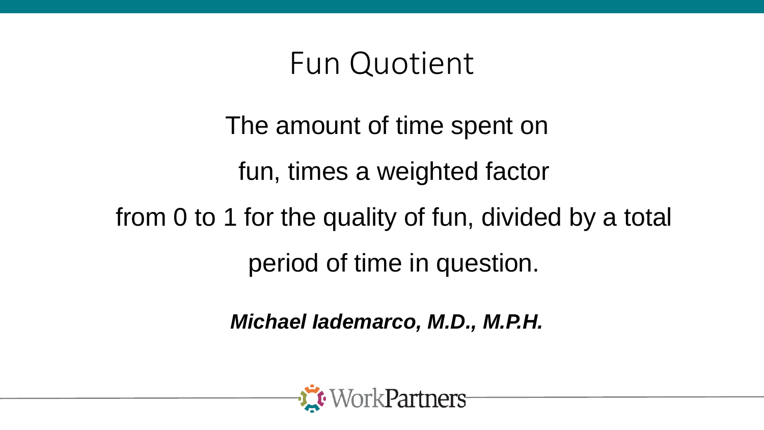# Fun Quotient

The amount of time spent on fun, times a weighted factor from 0 to 1 for the quality of fun, divided by a total period of time in question.

***Michael Iademarco, M.D., M.P.H.***

WorkPartners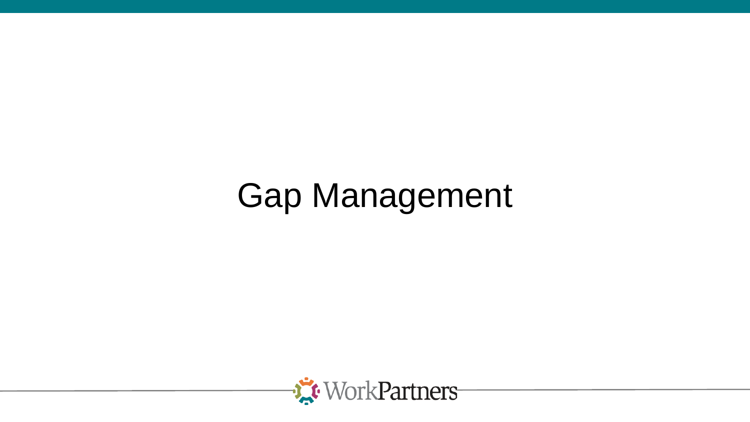# Gap Management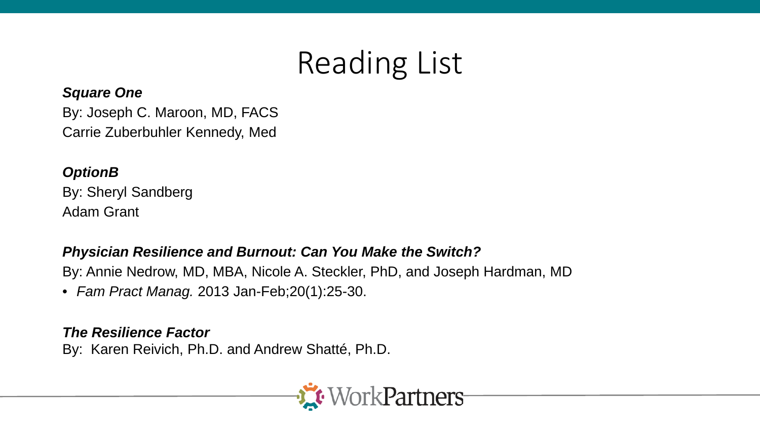# Reading List

***Square One***

By: Joseph C. Maroon, MD, FACS
Carrie Zuberbuhler Kennedy, Med

***OptionB***

By: Sheryl Sandberg
Adam Grant

***Physician Resilience and Burnout: Can You Make the Switch?***

By: Annie Nedrow, MD, MBA, Nicole A. Steckler, PhD, and Joseph Hardman, MD

- *Fam Pract Manag.* 2013 Jan-Feb;20(1):25-30.

***The Resilience Factor***

By: Karen Reivich, Ph.D. and Andrew Shatté, Ph.D.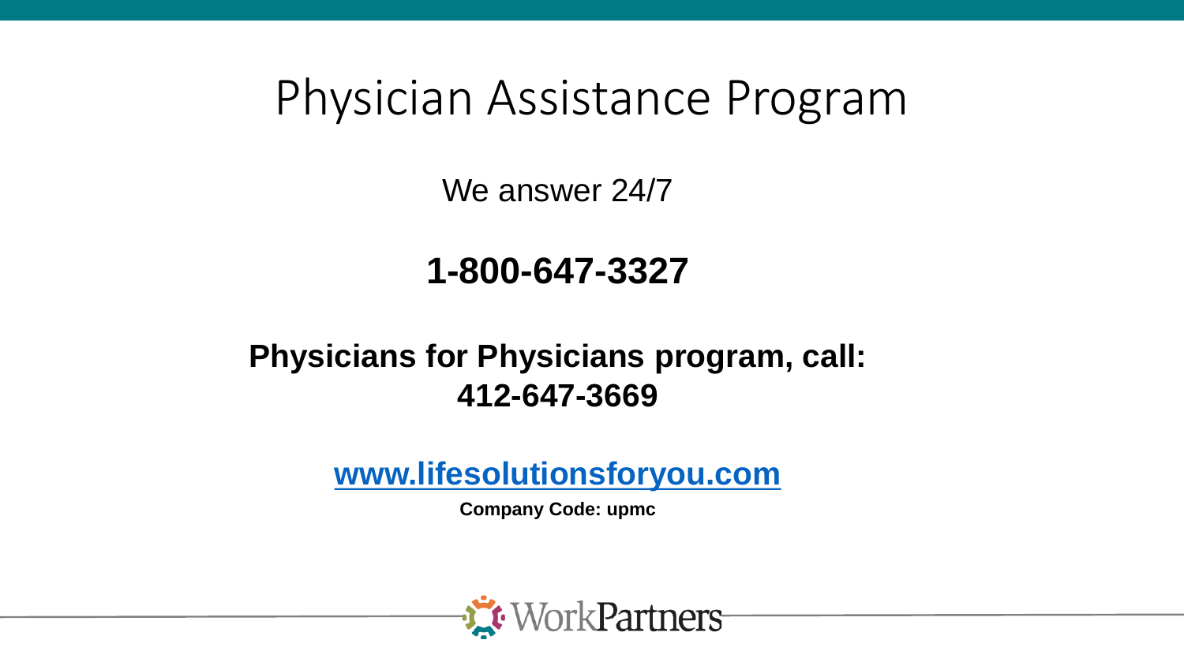# Physician Assistance Program

We answer 24/7

**1-800-647-3327**

**Physicians for Physicians program, call:**
**412-647-3669**

**[www.lifesolutionsforyou.com](http://www.lifesolutionsforyou.com)**

**Company Code: upmc**

WorkPartners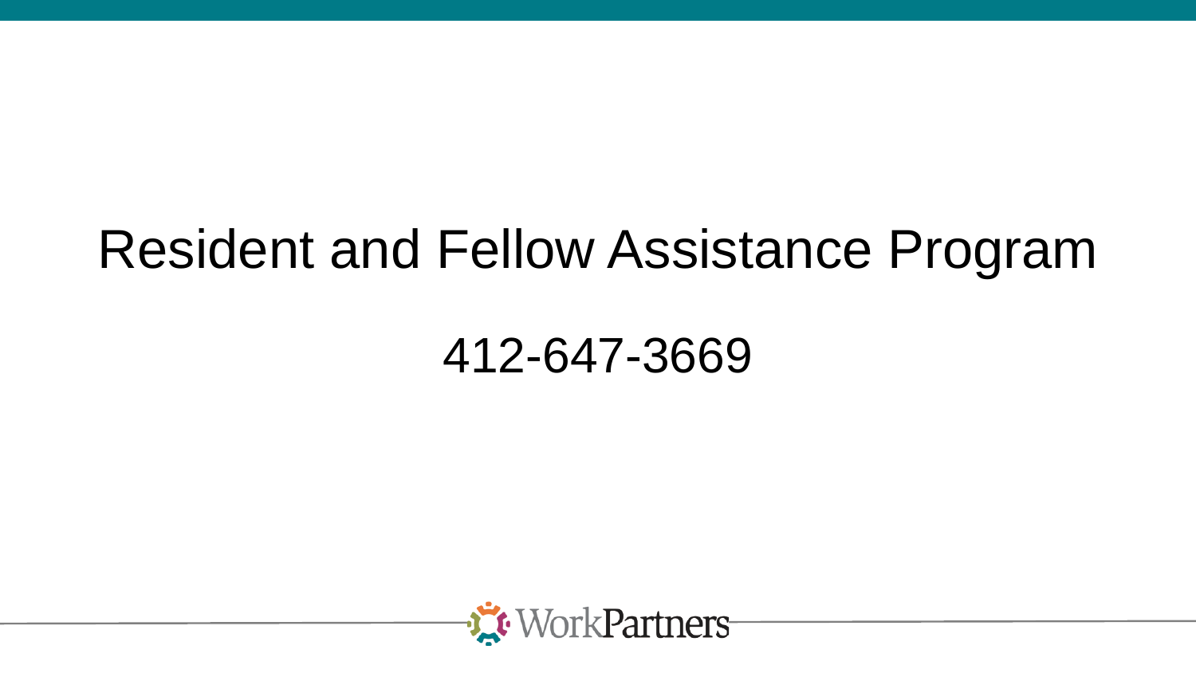# Resident and Fellow Assistance Program

412-647-3669

WorkPartners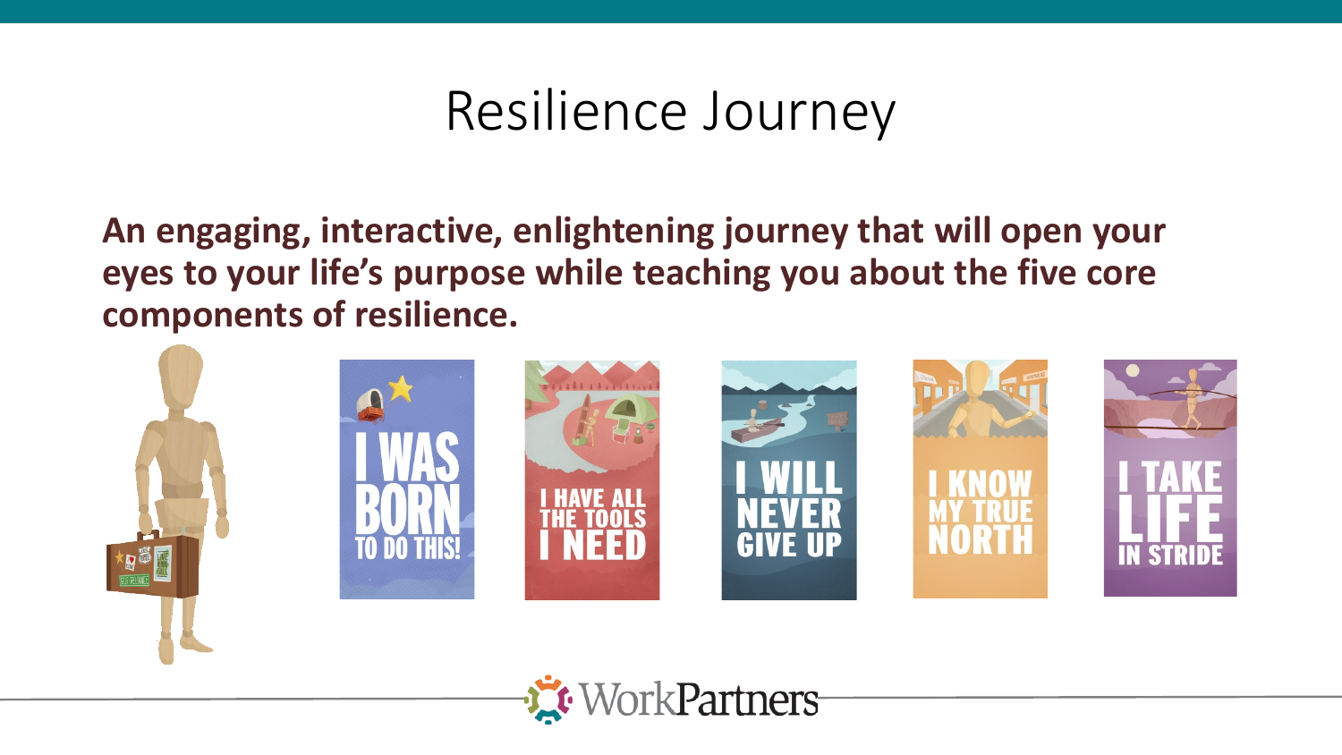# Resilience Journey

**An engaging, interactive, enlightening journey that will open your eyes to your life's purpose while teaching you about the five core components of resilience.**

I WAS BORN TO DO THIS!

I HAVE ALL THE TOOLS I NEED

I WILL NEVER GIVE UP

I KNOW MY TRUE NORTH

I TAKE LIFE IN STRIDE

WorkPartners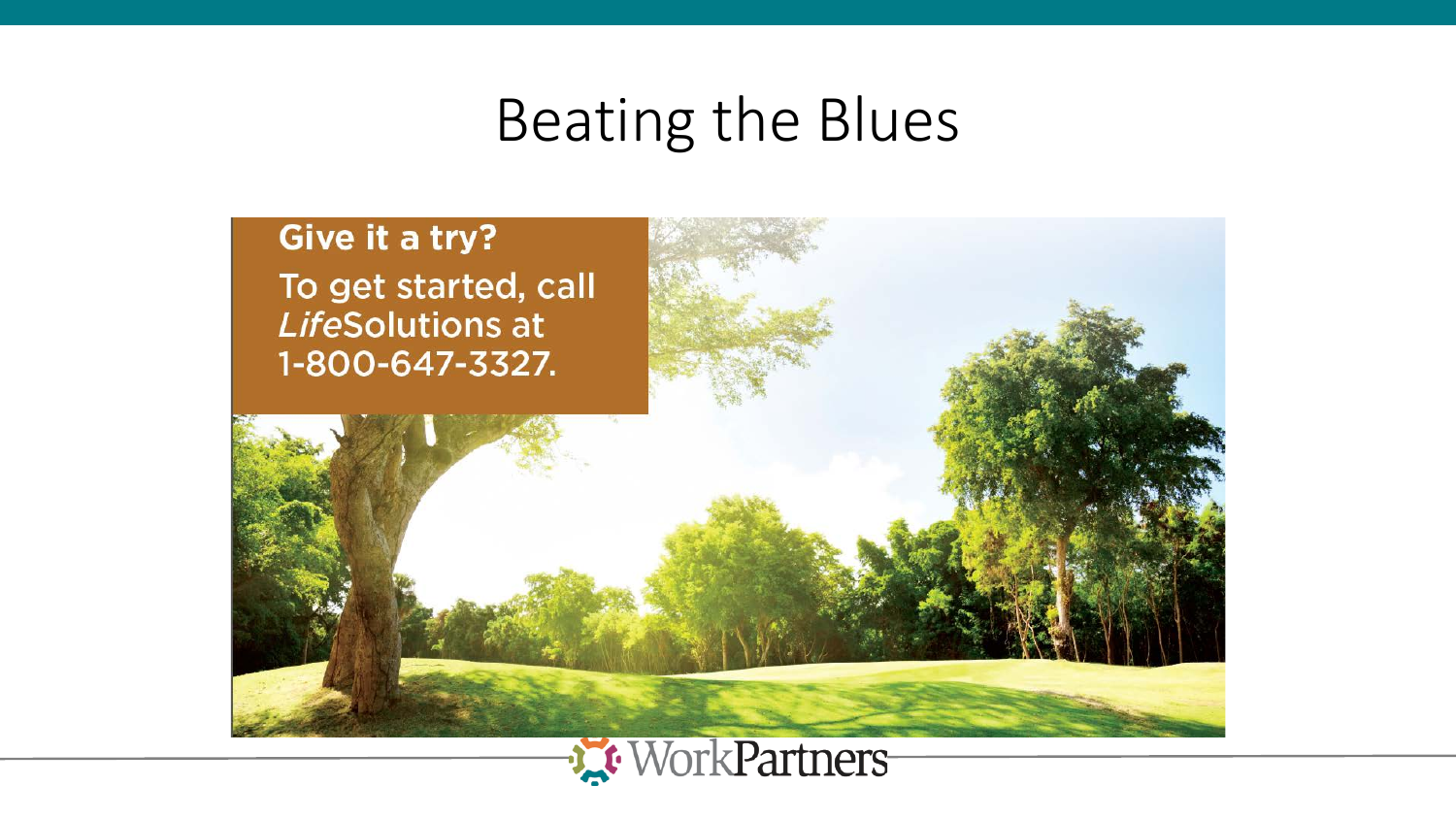# Beating the Blues

**Give it a try?**

To get started, call *Life*Solutions at 1-800-647-3327.

WorkPartners